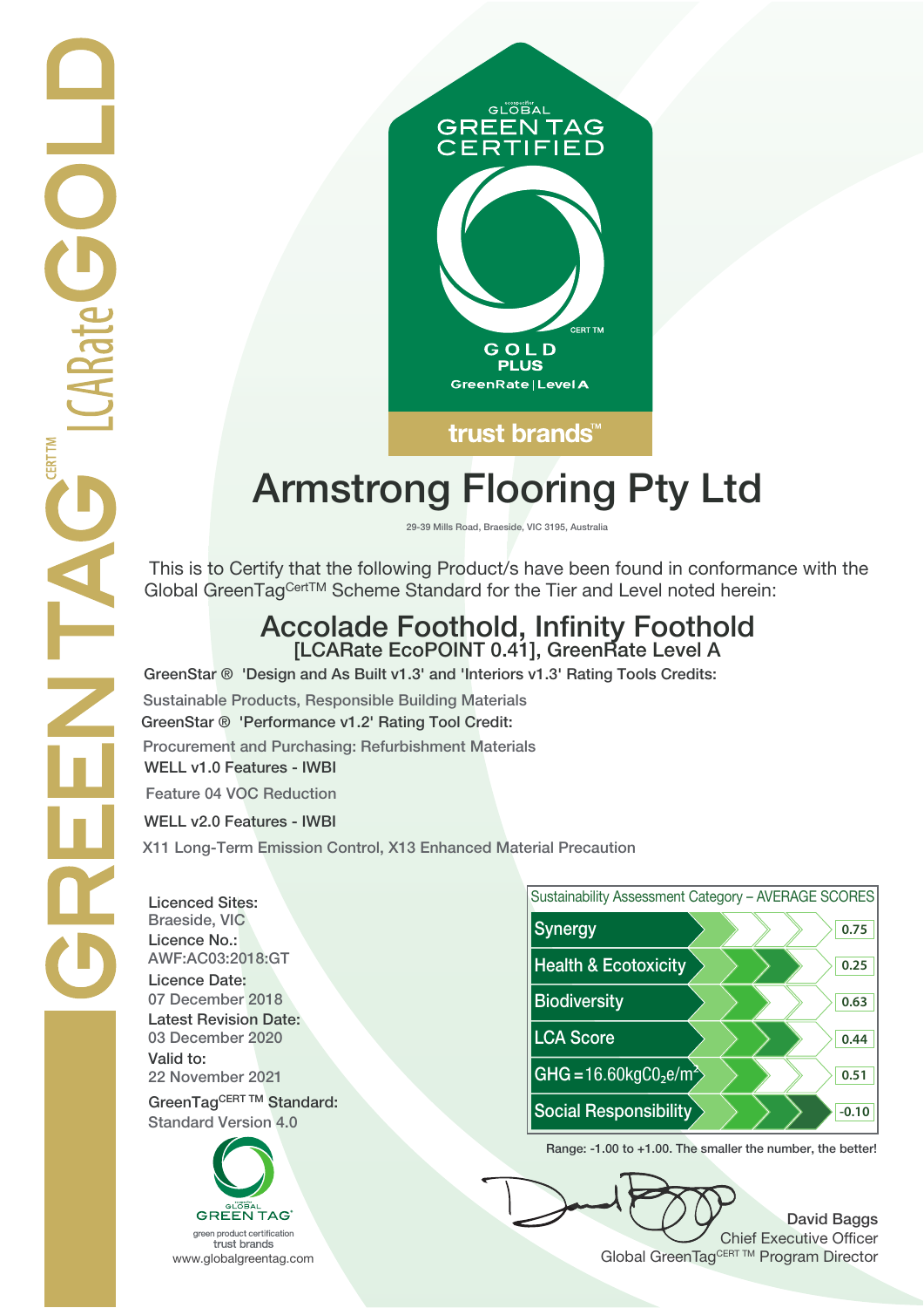GREENTAG CERT TM LCARate GOLD

GLOBAL GREEN TAG CERTIFIED

CERT TM

GOLD PLUS

GreenRate | Level A

trust brands™

# Armstrong Flooring Pty Ltd

29-39 Mills Road, Braeside, VIC 3195, Australia

This is to Certify that the following Product/s have been found in conformance with the Global GreenTag[CertTM] Scheme Standard for the Tier and Level noted herein:

## Accolade Foothold, Infinity Foothold

**[LCARate EcoPOINT 0.41], GreenRate Level A**

GreenStar ® 'Design and As Built v1.3' and 'Interiors v1.3' Rating Tools Credits:

Sustainable Products, Responsible Building Materials

GreenStar ® 'Performance v1.2' Rating Tool Credit:

Procurement and Purchasing: Refurbishment Materials

WELL v1.0 Features - IWBI

Feature 04 VOC Reduction

WELL v2.0 Features - IWBI

X11 Long-Term Emission Control, X13 Enhanced Material Precaution

**Licenced Sites:**
Braeside, VIC

**Licence No.:**
AWF:AC03:2018:GT

**Licence Date:**
07 December 2018

**Latest Revision Date:**
03 December 2020

**Valid to:**
22 November 2021

**GreenTag[CERT TM] Standard:**
Standard Version 4.0

| Sustainability Assessment Category – AVERAGE SCORES | |
|---|---|
| Synergy | 0.75 |
| Health & Ecotoxicity | 0.25 |
| Biodiversity | 0.63 |
| LCA Score | 0.44 |
| GHG = 16.60kg$CO_2$e/$m^2$ | 0.51 |
| Social Responsibility | -0.10 |

Range: -1.00 to +1.00. The smaller the number, the better!

GLOBAL GREEN TAG
green product certification
trust brands
www.globalgreentag.com

David Baggs
Chief Executive Officer
Global GreenTag[CERT TM] Program Director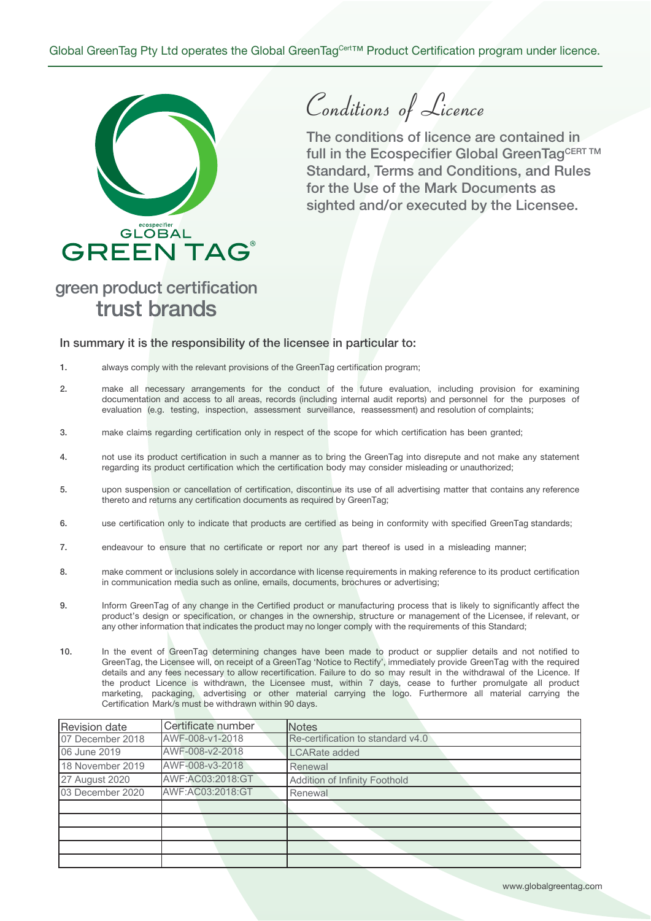Global GreenTag Pty Ltd operates the Global GreenTag[Cert]™ Product Certification program under licence.

# Conditions of Licence

**The conditions of licence are contained in full in the Ecospecifier Global GreenTag[CERT TM] Standard, Terms and Conditions, and Rules for the Use of the Mark Documents as sighted and/or executed by the Licensee.**

ecospecifier GLOBAL GREEN TAG®

green product certification
trust brands

## In summary it is the responsibility of the licensee in particular to:

1. always comply with the relevant provisions of the GreenTag certification program;
2. make all necessary arrangements for the conduct of the future evaluation, including provision for examining documentation and access to all areas, records (including internal audit reports) and personnel for the purposes of evaluation (e.g. testing, inspection, assessment surveillance, reassessment) and resolution of complaints;
3. make claims regarding certification only in respect of the scope for which certification has been granted;
4. not use its product certification in such a manner as to bring the GreenTag into disrepute and not make any statement regarding its product certification which the certification body may consider misleading or unauthorized;
5. upon suspension or cancellation of certification, discontinue its use of all advertising matter that contains any reference thereto and returns any certification documents as required by GreenTag;
6. use certification only to indicate that products are certified as being in conformity with specified GreenTag standards;
7. endeavour to ensure that no certificate or report nor any part thereof is used in a misleading manner;
8. make comment or inclusions solely in accordance with license requirements in making reference to its product certification in communication media such as online, emails, documents, brochures or advertising;
9. Inform GreenTag of any change in the Certified product or manufacturing process that is likely to significantly affect the product's design or specification, or changes in the ownership, structure or management of the Licensee, if relevant, or any other information that indicates the product may no longer comply with the requirements of this Standard;
10. In the event of GreenTag determining changes have been made to product or supplier details and not notified to GreenTag, the Licensee will, on receipt of a GreenTag 'Notice to Rectify', immediately provide GreenTag with the required details and any fees necessary to allow recertification. Failure to do so may result in the withdrawal of the Licence. If the product Licence is withdrawn, the Licensee must, within 7 days, cease to further promulgate all product marketing, packaging, advertising or other material carrying the logo. Furthermore all material carrying the Certification Mark/s must be withdrawn within 90 days.

| Revision date | Certificate number | Notes |
|---|---|---|
| 07 December 2018 | AWF-008-v1-2018 | Re-certification to standard v4.0 |
| 06 June 2019 | AWF-008-v2-2018 | LCARate added |
| 18 November 2019 | AWF-008-v3-2018 | Renewal |
| 27 August 2020 | AWF:AC03:2018:GT | Addition of Infinity Foothold |
| 03 December 2020 | AWF:AC03:2018:GT | Renewal |
| | | |
| | | |
| | | |
| | | |
| | | |

www.globalgreentag.com